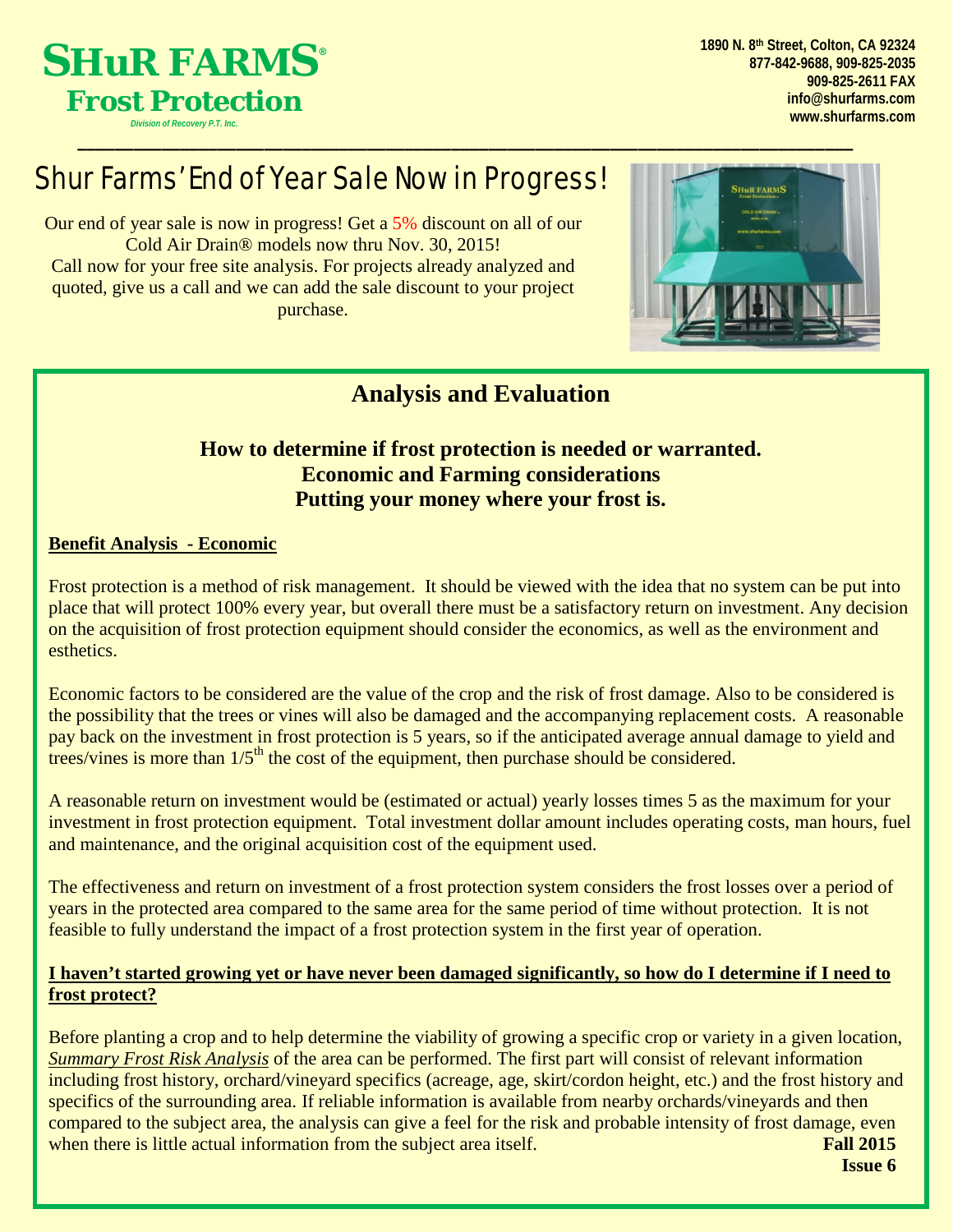# SHuR FARMS®
## Frost Protection
*Division of Recovery P.T. Inc.*

**1890 N. 8th Street, Colton, CA 92324**
**877-842-9688, 909-825-2035**
**909-825-2611 FAX**
**info@shurfarms.com**
**www.shurfarms.com**

# Shur Farms' End of Year Sale Now in Progress!

Our end of year sale is now in progress! Get a 5% discount on all of our Cold Air Drain® models now thru Nov. 30, 2015!
Call now for your free site analysis. For projects already analyzed and quoted, give us a call and we can add the sale discount to your project purchase.

## Analysis and Evaluation

### How to determine if frost protection is needed or warranted.
### Economic and Farming considerations
### Putting your money where your frost is.

**Benefit Analysis - Economic**

Frost protection is a method of risk management. It should be viewed with the idea that no system can be put into place that will protect 100% every year, but overall there must be a satisfactory return on investment. Any decision on the acquisition of frost protection equipment should consider the economics, as well as the environment and esthetics.

Economic factors to be considered are the value of the crop and the risk of frost damage. Also to be considered is the possibility that the trees or vines will also be damaged and the accompanying replacement costs. A reasonable pay back on the investment in frost protection is 5 years, so if the anticipated average annual damage to yield and trees/vines is more than 1/5th the cost of the equipment, then purchase should be considered.

A reasonable return on investment would be (estimated or actual) yearly losses times 5 as the maximum for your investment in frost protection equipment. Total investment dollar amount includes operating costs, man hours, fuel and maintenance, and the original acquisition cost of the equipment used.

The effectiveness and return on investment of a frost protection system considers the frost losses over a period of years in the protected area compared to the same area for the same period of time without protection. It is not feasible to fully understand the impact of a frost protection system in the first year of operation.

**I haven't started growing yet or have never been damaged significantly, so how do I determine if I need to frost protect?**

Before planting a crop and to help determine the viability of growing a specific crop or variety in a given location, *Summary Frost Risk Analysis* of the area can be performed. The first part will consist of relevant information including frost history, orchard/vineyard specifics (acreage, age, skirt/cordon height, etc.) and the frost history and specifics of the surrounding area. If reliable information is available from nearby orchards/vineyards and then compared to the subject area, the analysis can give a feel for the risk and probable intensity of frost damage, even when there is little actual information from the subject area itself.

**Fall 2015**
**Issue 6**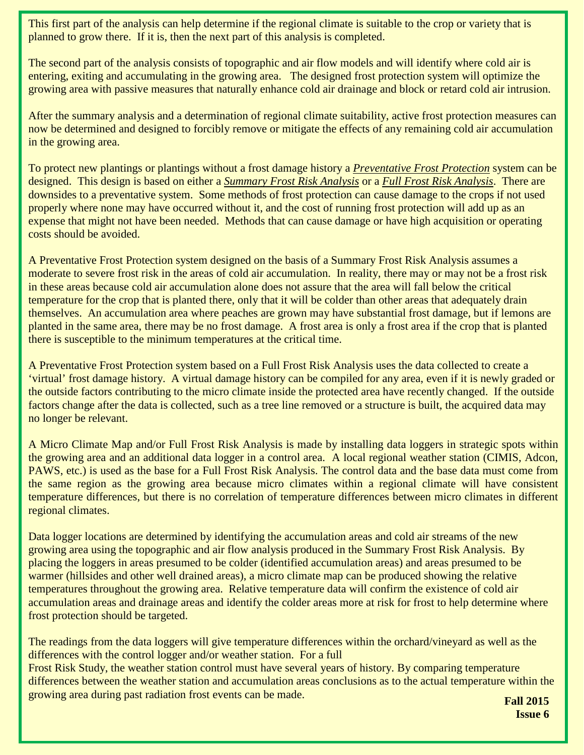This first part of the analysis can help determine if the regional climate is suitable to the crop or variety that is planned to grow there. If it is, then the next part of this analysis is completed.

The second part of the analysis consists of topographic and air flow models and will identify where cold air is entering, exiting and accumulating in the growing area. The designed frost protection system will optimize the growing area with passive measures that naturally enhance cold air drainage and block or retard cold air intrusion.

After the summary analysis and a determination of regional climate suitability, active frost protection measures can now be determined and designed to forcibly remove or mitigate the effects of any remaining cold air accumulation in the growing area.

To protect new plantings or plantings without a frost damage history a ***Preventative Frost Protection*** system can be designed. This design is based on either a ***Summary Frost Risk Analysis*** or a ***Full Frost Risk Analysis***. There are downsides to a preventative system. Some methods of frost protection can cause damage to the crops if not used properly where none may have occurred without it, and the cost of running frost protection will add up as an expense that might not have been needed. Methods that can cause damage or have high acquisition or operating costs should be avoided.

A Preventative Frost Protection system designed on the basis of a Summary Frost Risk Analysis assumes a moderate to severe frost risk in the areas of cold air accumulation. In reality, there may or may not be a frost risk in these areas because cold air accumulation alone does not assure that the area will fall below the critical temperature for the crop that is planted there, only that it will be colder than other areas that adequately drain themselves. An accumulation area where peaches are grown may have substantial frost damage, but if lemons are planted in the same area, there may be no frost damage. A frost area is only a frost area if the crop that is planted there is susceptible to the minimum temperatures at the critical time.

A Preventative Frost Protection system based on a Full Frost Risk Analysis uses the data collected to create a 'virtual' frost damage history. A virtual damage history can be compiled for any area, even if it is newly graded or the outside factors contributing to the micro climate inside the protected area have recently changed. If the outside factors change after the data is collected, such as a tree line removed or a structure is built, the acquired data may no longer be relevant.

A Micro Climate Map and/or Full Frost Risk Analysis is made by installing data loggers in strategic spots within the growing area and an additional data logger in a control area. A local regional weather station (CIMIS, Adcon, PAWS, etc.) is used as the base for a Full Frost Risk Analysis. The control data and the base data must come from the same region as the growing area because micro climates within a regional climate will have consistent temperature differences, but there is no correlation of temperature differences between micro climates in different regional climates.

Data logger locations are determined by identifying the accumulation areas and cold air streams of the new growing area using the topographic and air flow analysis produced in the Summary Frost Risk Analysis. By placing the loggers in areas presumed to be colder (identified accumulation areas) and areas presumed to be warmer (hillsides and other well drained areas), a micro climate map can be produced showing the relative temperatures throughout the growing area. Relative temperature data will confirm the existence of cold air accumulation areas and drainage areas and identify the colder areas more at risk for frost to help determine where frost protection should be targeted.

The readings from the data loggers will give temperature differences within the orchard/vineyard as well as the differences with the control logger and/or weather station. For a full Frost Risk Study, the weather station control must have several years of history. By comparing temperature differences between the weather station and accumulation areas conclusions as to the actual temperature within the growing area during past radiation frost events can be made.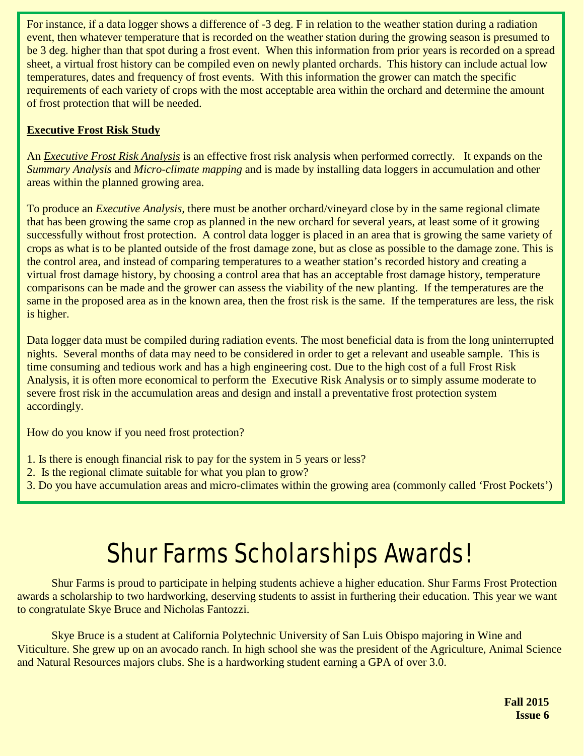For instance, if a data logger shows a difference of -3 deg. F in relation to the weather station during a radiation event, then whatever temperature that is recorded on the weather station during the growing season is presumed to be 3 deg. higher than that spot during a frost event. When this information from prior years is recorded on a spread sheet, a virtual frost history can be compiled even on newly planted orchards. This history can include actual low temperatures, dates and frequency of frost events. With this information the grower can match the specific requirements of each variety of crops with the most acceptable area within the orchard and determine the amount of frost protection that will be needed.

**Executive Frost Risk Study**

An ***Executive Frost Risk Analysis*** is an effective frost risk analysis when performed correctly. It expands on the *Summary Analysis* and *Micro-climate mapping* and is made by installing data loggers in accumulation and other areas within the planned growing area.

To produce an *Executive Analysis,* there must be another orchard/vineyard close by in the same regional climate that has been growing the same crop as planned in the new orchard for several years, at least some of it growing successfully without frost protection. A control data logger is placed in an area that is growing the same variety of crops as what is to be planted outside of the frost damage zone, but as close as possible to the damage zone. This is the control area, and instead of comparing temperatures to a weather station's recorded history and creating a virtual frost damage history, by choosing a control area that has an acceptable frost damage history, temperature comparisons can be made and the grower can assess the viability of the new planting. If the temperatures are the same in the proposed area as in the known area, then the frost risk is the same. If the temperatures are less, the risk is higher.

Data logger data must be compiled during radiation events. The most beneficial data is from the long uninterrupted nights. Several months of data may need to be considered in order to get a relevant and useable sample. This is time consuming and tedious work and has a high engineering cost. Due to the high cost of a full Frost Risk Analysis, it is often more economical to perform the Executive Risk Analysis or to simply assume moderate to severe frost risk in the accumulation areas and design and install a preventative frost protection system accordingly.

How do you know if you need frost protection?

1. Is there is enough financial risk to pay for the system in 5 years or less?
2. Is the regional climate suitable for what you plan to grow?
3. Do you have accumulation areas and micro-climates within the growing area (commonly called 'Frost Pockets')

# Shur Farms Scholarships Awards!

Shur Farms is proud to participate in helping students achieve a higher education. Shur Farms Frost Protection awards a scholarship to two hardworking, deserving students to assist in furthering their education. This year we want to congratulate Skye Bruce and Nicholas Fantozzi.

Skye Bruce is a student at California Polytechnic University of San Luis Obispo majoring in Wine and Viticulture. She grew up on an avocado ranch. In high school she was the president of the Agriculture, Animal Science and Natural Resources majors clubs. She is a hardworking student earning a GPA of over 3.0.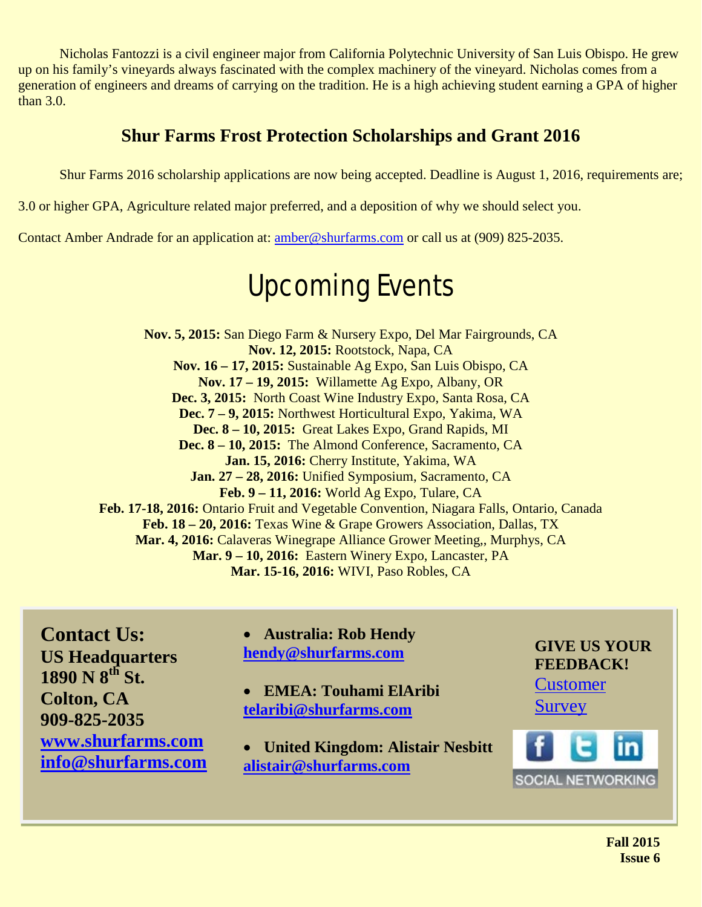Nicholas Fantozzi is a civil engineer major from California Polytechnic University of San Luis Obispo. He grew up on his family's vineyards always fascinated with the complex machinery of the vineyard. Nicholas comes from a generation of engineers and dreams of carrying on the tradition. He is a high achieving student earning a GPA of higher than 3.0.

## Shur Farms Frost Protection Scholarships and Grant 2016

Shur Farms 2016 scholarship applications are now being accepted. Deadline is August 1, 2016, requirements are;

3.0 or higher GPA, Agriculture related major preferred, and a deposition of why we should select you.

Contact Amber Andrade for an application at: amber@shurfarms.com or call us at (909) 825-2035.

# Upcoming Events

**Nov. 5, 2015:** San Diego Farm & Nursery Expo, Del Mar Fairgrounds, CA
**Nov. 12, 2015:** Rootstock, Napa, CA
**Nov. 16 – 17, 2015:** Sustainable Ag Expo, San Luis Obispo, CA
**Nov. 17 – 19, 2015:** Willamette Ag Expo, Albany, OR
**Dec. 3, 2015:** North Coast Wine Industry Expo, Santa Rosa, CA
**Dec. 7 – 9, 2015:** Northwest Horticultural Expo, Yakima, WA
**Dec. 8 – 10, 2015:** Great Lakes Expo, Grand Rapids, MI
**Dec. 8 – 10, 2015:** The Almond Conference, Sacramento, CA
**Jan. 15, 2016:** Cherry Institute, Yakima, WA
**Jan. 27 – 28, 2016:** Unified Symposium, Sacramento, CA
**Feb. 9 – 11, 2016:** World Ag Expo, Tulare, CA
**Feb. 17-18, 2016:** Ontario Fruit and Vegetable Convention, Niagara Falls, Ontario, Canada
**Feb. 18 – 20, 2016:** Texas Wine & Grape Growers Association, Dallas, TX
**Mar. 4, 2016:** Calaveras Winegrape Alliance Grower Meeting,, Murphys, CA
**Mar. 9 – 10, 2016:** Eastern Winery Expo, Lancaster, PA
**Mar. 15-16, 2016:** WIVI, Paso Robles, CA

**Contact Us:**
**US Headquarters**
**1890 N 8th St.**
**Colton, CA**
**909-825-2035**
**www.shurfarms.com**
**info@shurfarms.com**

- **Australia: Rob Hendy**
  **hendy@shurfarms.com**
- **EMEA: Touhami ElAribi**
  **telaribi@shurfarms.com**
- **United Kingdom: Alistair Nesbitt**
  **alistair@shurfarms.com**

**GIVE US YOUR FEEDBACK!**
Customer Survey

SOCIAL NETWORKING

**Fall 2015**
**Issue 6**